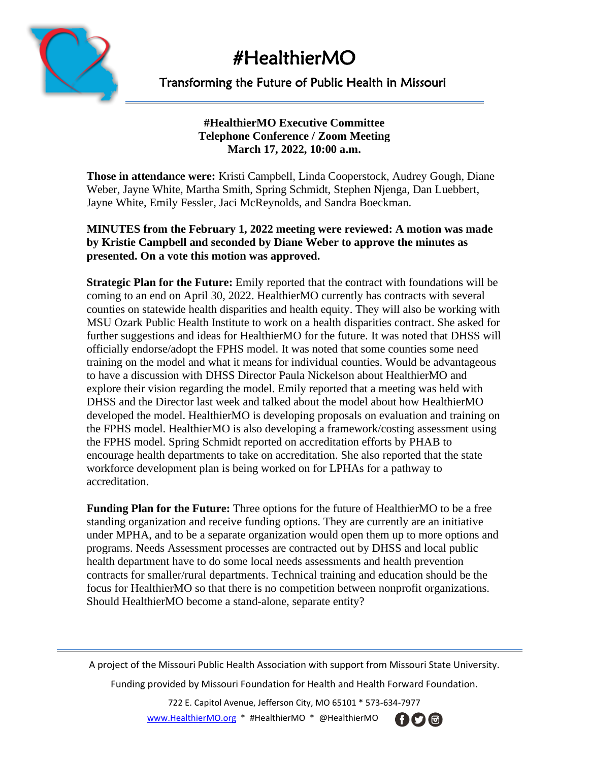# #HealthierMO

## Transforming the Future of Public Health in Missouri

**#HealthierMO Executive Committee**
**Telephone Conference / Zoom Meeting**
**March 17, 2022, 10:00 a.m.**

**Those in attendance were:** Kristi Campbell, Linda Cooperstock, Audrey Gough, Diane Weber, Jayne White, Martha Smith, Spring Schmidt, Stephen Njenga, Dan Luebbert, Jayne White, Emily Fessler, Jaci McReynolds, and Sandra Boeckman.

**MINUTES from the February 1, 2022 meeting were reviewed: A motion was made by Kristie Campbell and seconded by Diane Weber to approve the minutes as presented. On a vote this motion was approved.**

**Strategic Plan for the Future:** Emily reported that the **c**ontract with foundations will be coming to an end on April 30, 2022. HealthierMO currently has contracts with several counties on statewide health disparities and health equity. They will also be working with MSU Ozark Public Health Institute to work on a health disparities contract. She asked for further suggestions and ideas for HealthierMO for the future. It was noted that DHSS will officially endorse/adopt the FPHS model. It was noted that some counties some need training on the model and what it means for individual counties. Would be advantageous to have a discussion with DHSS Director Paula Nickelson about HealthierMO and explore their vision regarding the model. Emily reported that a meeting was held with DHSS and the Director last week and talked about the model about how HealthierMO developed the model. HealthierMO is developing proposals on evaluation and training on the FPHS model. HealthierMO is also developing a framework/costing assessment using the FPHS model. Spring Schmidt reported on accreditation efforts by PHAB to encourage health departments to take on accreditation. She also reported that the state workforce development plan is being worked on for LPHAs for a pathway to accreditation.

**Funding Plan for the Future:** Three options for the future of HealthierMO to be a free standing organization and receive funding options. They are currently are an initiative under MPHA, and to be a separate organization would open them up to more options and programs. Needs Assessment processes are contracted out by DHSS and local public health department have to do some local needs assessments and health prevention contracts for smaller/rural departments. Technical training and education should be the focus for HealthierMO so that there is no competition between nonprofit organizations. Should HealthierMO become a stand-alone, separate entity?

A project of the Missouri Public Health Association with support from Missouri State University.

Funding provided by Missouri Foundation for Health and Health Forward Foundation.

722 E. Capitol Avenue, Jefferson City, MO 65101 * 573-634-7977

www.HealthierMO.org * #HealthierMO * @HealthierMO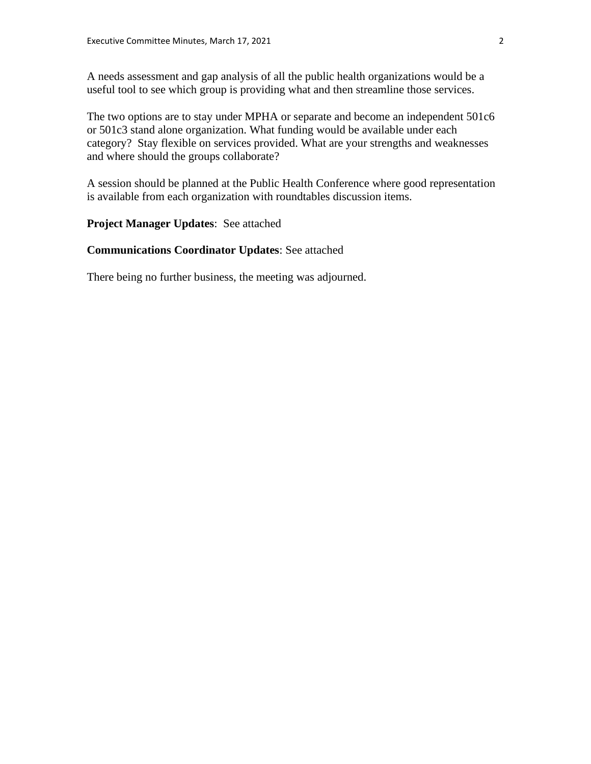A needs assessment and gap analysis of all the public health organizations would be a useful tool to see which group is providing what and then streamline those services.

The two options are to stay under MPHA or separate and become an independent 501c6 or 501c3 stand alone organization. What funding would be available under each category? Stay flexible on services provided. What are your strengths and weaknesses and where should the groups collaborate?

A session should be planned at the Public Health Conference where good representation is available from each organization with roundtables discussion items.

**Project Manager Updates**: See attached

**Communications Coordinator Updates**: See attached

There being no further business, the meeting was adjourned.